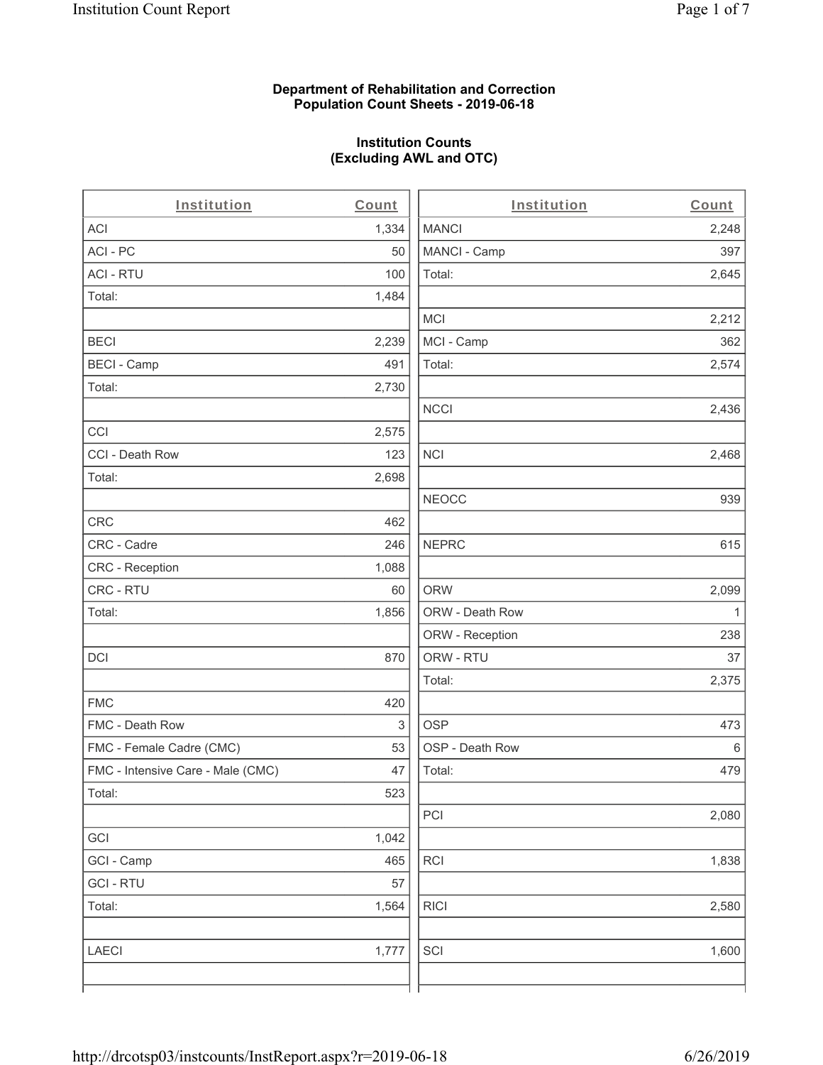## Department of Rehabilitation and Correction
## Population Count Sheets - 2019-06-18

### Institution Counts
### (Excluding AWL and OTC)

| Institution | Count | Institution | Count |
|---|---|---|---|
| ACI | 1,334 | MANCI | 2,248 |
| ACI - PC | 50 | MANCI - Camp | 397 |
| ACI - RTU | 100 | Total: | 2,645 |
| Total: | 1,484 | | |
| | | MCI | 2,212 |
| BECI | 2,239 | MCI - Camp | 362 |
| BECI - Camp | 491 | Total: | 2,574 |
| Total: | 2,730 | | |
| | | NCCI | 2,436 |
| CCI | 2,575 | | |
| CCI - Death Row | 123 | NCI | 2,468 |
| Total: | 2,698 | | |
| | | NEOCC | 939 |
| CRC | 462 | | |
| CRC - Cadre | 246 | NEPRC | 615 |
| CRC - Reception | 1,088 | | |
| CRC - RTU | 60 | ORW | 2,099 |
| Total: | 1,856 | ORW - Death Row | 1 |
| | | ORW - Reception | 238 |
| DCI | 870 | ORW - RTU | 37 |
| | | Total: | 2,375 |
| FMC | 420 | | |
| FMC - Death Row | 3 | OSP | 473 |
| FMC - Female Cadre (CMC) | 53 | OSP - Death Row | 6 |
| FMC - Intensive Care - Male (CMC) | 47 | Total: | 479 |
| Total: | 523 | | |
| | | PCI | 2,080 |
| GCI | 1,042 | | |
| GCI - Camp | 465 | RCI | 1,838 |
| GCI - RTU | 57 | | |
| Total: | 1,564 | RICI | 2,580 |
| | | | |
| LAECI | 1,777 | SCI | 1,600 |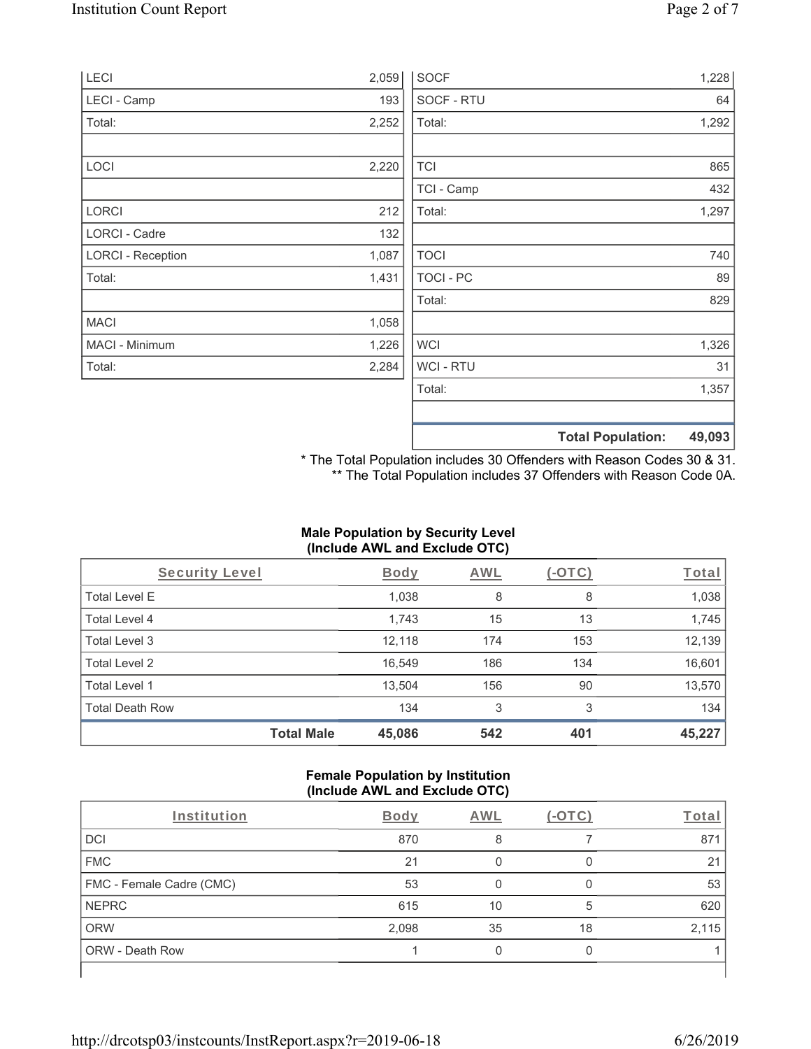| | |
|---|---|
| LECI | 2,059 |
| LECI - Camp | 193 |
| Total: | 2,252 |
| | |
| LOCI | 2,220 |
| | |
| LORCI | 212 |
| LORCI - Cadre | 132 |
| LORCI - Reception | 1,087 |
| Total: | 1,431 |
| | |
| MACI | 1,058 |
| MACI - Minimum | 1,226 |
| Total: | 2,284 |

| | |
|---|---|
| SOCF | 1,228 |
| SOCF - RTU | 64 |
| Total: | 1,292 |
| | |
| TCI | 865 |
| TCI - Camp | 432 |
| Total: | 1,297 |
| | |
| TOCI | 740 |
| TOCI - PC | 89 |
| Total: | 829 |
| | |
| WCI | 1,326 |
| WCI - RTU | 31 |
| Total: | 1,357 |
| | |
| **Total Population:** | **49,093** |

* The Total Population includes 30 Offenders with Reason Codes 30 & 31.
** The Total Population includes 37 Offenders with Reason Code 0A.

**Male Population by Security Level (Include AWL and Exclude OTC)**

| Security Level | Body | AWL | (-OTC) | Total |
|---|---|---|---|---|
| Total Level E | 1,038 | 8 | 8 | 1,038 |
| Total Level 4 | 1,743 | 15 | 13 | 1,745 |
| Total Level 3 | 12,118 | 174 | 153 | 12,139 |
| Total Level 2 | 16,549 | 186 | 134 | 16,601 |
| Total Level 1 | 13,504 | 156 | 90 | 13,570 |
| Total Death Row | 134 | 3 | 3 | 134 |
| **Total Male** | **45,086** | **542** | **401** | **45,227** |

**Female Population by Institution (Include AWL and Exclude OTC)**

| Institution | Body | AWL | (-OTC) | Total |
|---|---|---|---|---|
| DCI | 870 | 8 | 7 | 871 |
| FMC | 21 | 0 | 0 | 21 |
| FMC - Female Cadre (CMC) | 53 | 0 | 0 | 53 |
| NEPRC | 615 | 10 | 5 | 620 |
| ORW | 2,098 | 35 | 18 | 2,115 |
| ORW - Death Row | 1 | 0 | 0 | 1 |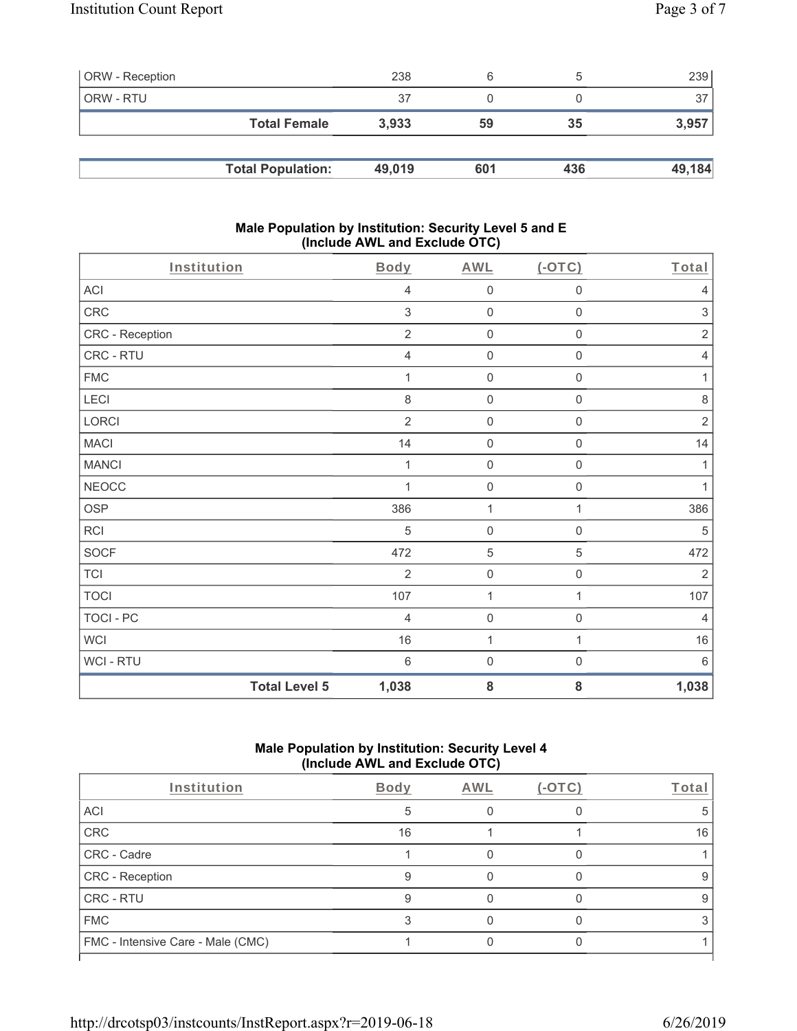| ORW - Reception | 238 | 6 | 5 | 239 |
|---|---|---|---|---|
| ORW - RTU | 37 | 0 | 0 | 37 |
| **Total Female** | **3,933** | **59** | **35** | **3,957** |

| **Total Population:** | **49,019** | **601** | **436** | **49,184** |
|---|---|---|---|---|

### Male Population by Institution: Security Level 5 and E (Include AWL and Exclude OTC)

| Institution | Body | AWL | (-OTC) | Total |
|---|---|---|---|---|
| ACI | 4 | 0 | 0 | 4 |
| CRC | 3 | 0 | 0 | 3 |
| CRC - Reception | 2 | 0 | 0 | 2 |
| CRC - RTU | 4 | 0 | 0 | 4 |
| FMC | 1 | 0 | 0 | 1 |
| LECI | 8 | 0 | 0 | 8 |
| LORCI | 2 | 0 | 0 | 2 |
| MACI | 14 | 0 | 0 | 14 |
| MANCI | 1 | 0 | 0 | 1 |
| NEOCC | 1 | 0 | 0 | 1 |
| OSP | 386 | 1 | 1 | 386 |
| RCI | 5 | 0 | 0 | 5 |
| SOCF | 472 | 5 | 5 | 472 |
| TCI | 2 | 0 | 0 | 2 |
| TOCI | 107 | 1 | 1 | 107 |
| TOCI - PC | 4 | 0 | 0 | 4 |
| WCI | 16 | 1 | 1 | 16 |
| WCI - RTU | 6 | 0 | 0 | 6 |
| **Total Level 5** | **1,038** | **8** | **8** | **1,038** |

### Male Population by Institution: Security Level 4 (Include AWL and Exclude OTC)

| Institution | Body | AWL | (-OTC) | Total |
|---|---|---|---|---|
| ACI | 5 | 0 | 0 | 5 |
| CRC | 16 | 1 | 1 | 16 |
| CRC - Cadre | 1 | 0 | 0 | 1 |
| CRC - Reception | 9 | 0 | 0 | 9 |
| CRC - RTU | 9 | 0 | 0 | 9 |
| FMC | 3 | 0 | 0 | 3 |
| FMC - Intensive Care - Male (CMC) | 1 | 0 | 0 | 1 |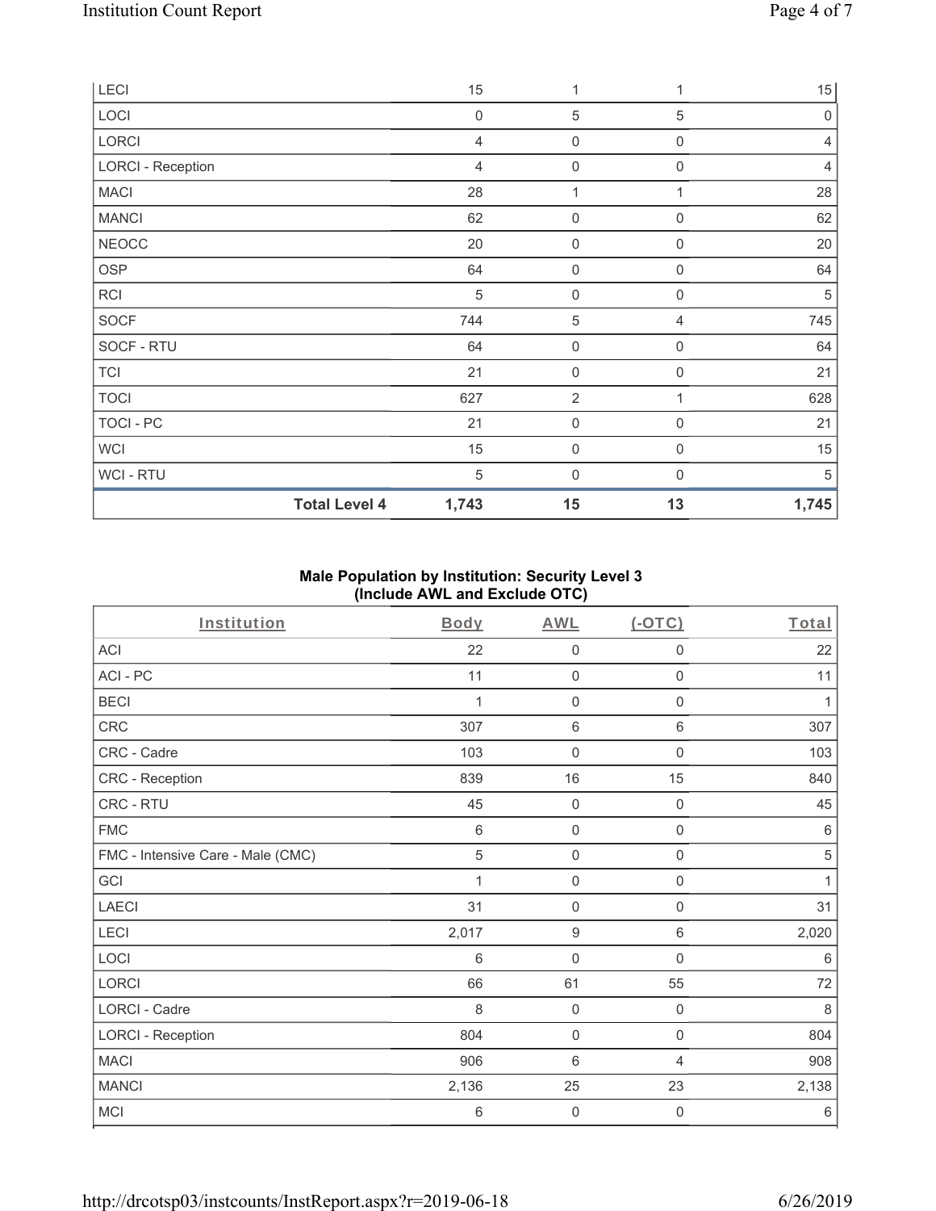| LECI | 15 | 1 | 1 | 15 |
|---|---|---|---|---|
| LOCI | 0 | 5 | 5 | 0 |
| LORCI | 4 | 0 | 0 | 4 |
| LORCI - Reception | 4 | 0 | 0 | 4 |
| MACI | 28 | 1 | 1 | 28 |
| MANCI | 62 | 0 | 0 | 62 |
| NEOCC | 20 | 0 | 0 | 20 |
| OSP | 64 | 0 | 0 | 64 |
| RCI | 5 | 0 | 0 | 5 |
| SOCF | 744 | 5 | 4 | 745 |
| SOCF - RTU | 64 | 0 | 0 | 64 |
| TCI | 21 | 0 | 0 | 21 |
| TOCI | 627 | 2 | 1 | 628 |
| TOCI - PC | 21 | 0 | 0 | 21 |
| WCI | 15 | 0 | 0 | 15 |
| WCI - RTU | 5 | 0 | 0 | 5 |
| **Total Level 4** | **1,743** | **15** | **13** | **1,745** |

## Male Population by Institution: Security Level 3 (Include AWL and Exclude OTC)

| Institution | Body | AWL | (-OTC) | Total |
|---|---|---|---|---|
| ACI | 22 | 0 | 0 | 22 |
| ACI - PC | 11 | 0 | 0 | 11 |
| BECI | 1 | 0 | 0 | 1 |
| CRC | 307 | 6 | 6 | 307 |
| CRC - Cadre | 103 | 0 | 0 | 103 |
| CRC - Reception | 839 | 16 | 15 | 840 |
| CRC - RTU | 45 | 0 | 0 | 45 |
| FMC | 6 | 0 | 0 | 6 |
| FMC - Intensive Care - Male (CMC) | 5 | 0 | 0 | 5 |
| GCI | 1 | 0 | 0 | 1 |
| LAECI | 31 | 0 | 0 | 31 |
| LECI | 2,017 | 9 | 6 | 2,020 |
| LOCI | 6 | 0 | 0 | 6 |
| LORCI | 66 | 61 | 55 | 72 |
| LORCI - Cadre | 8 | 0 | 0 | 8 |
| LORCI - Reception | 804 | 0 | 0 | 804 |
| MACI | 906 | 6 | 4 | 908 |
| MANCI | 2,136 | 25 | 23 | 2,138 |
| MCI | 6 | 0 | 0 | 6 |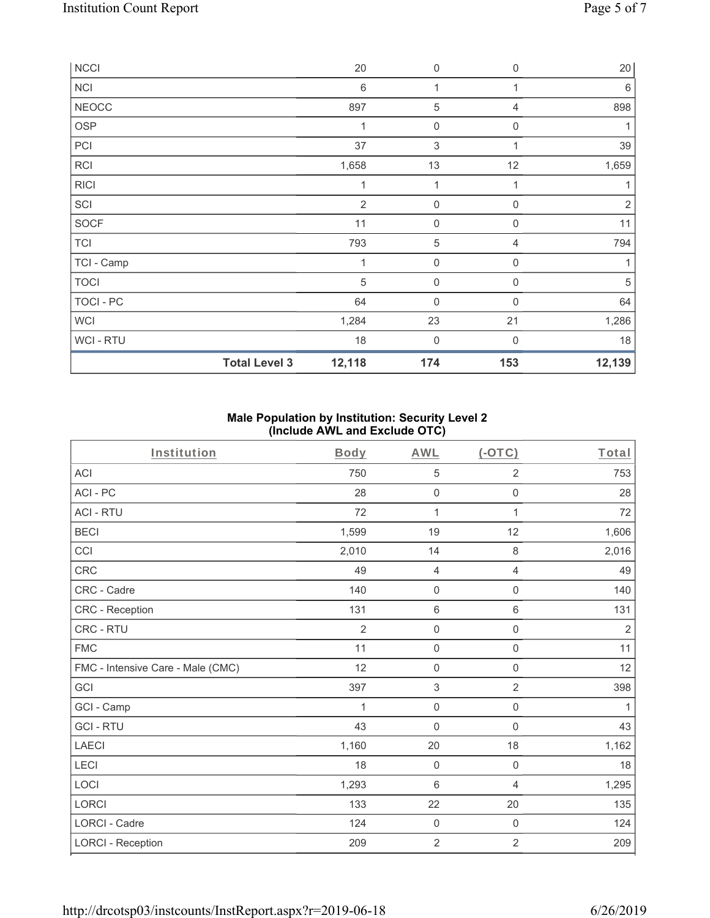| NCCI | | 20 | 0 | 0 | 20 |
|---|---|---|---|---|---|
| NCI | | 6 | 1 | 1 | 6 |
| NEOCC | | 897 | 5 | 4 | 898 |
| OSP | | 1 | 0 | 0 | 1 |
| PCI | | 37 | 3 | 1 | 39 |
| RCI | | 1,658 | 13 | 12 | 1,659 |
| RICI | | 1 | 1 | 1 | 1 |
| SCI | | 2 | 0 | 0 | 2 |
| SOCF | | 11 | 0 | 0 | 11 |
| TCI | | 793 | 5 | 4 | 794 |
| TCI - Camp | | 1 | 0 | 0 | 1 |
| TOCI | | 5 | 0 | 0 | 5 |
| TOCI - PC | | 64 | 0 | 0 | 64 |
| WCI | | 1,284 | 23 | 21 | 1,286 |
| WCI - RTU | | 18 | 0 | 0 | 18 |
| | **Total Level 3** | **12,118** | **174** | **153** | **12,139** |

### Male Population by Institution: Security Level 2 (Include AWL and Exclude OTC)

| Institution | Body | AWL | (-OTC) | Total |
|---|---|---|---|---|
| ACI | 750 | 5 | 2 | 753 |
| ACI - PC | 28 | 0 | 0 | 28 |
| ACI - RTU | 72 | 1 | 1 | 72 |
| BECI | 1,599 | 19 | 12 | 1,606 |
| CCI | 2,010 | 14 | 8 | 2,016 |
| CRC | 49 | 4 | 4 | 49 |
| CRC - Cadre | 140 | 0 | 0 | 140 |
| CRC - Reception | 131 | 6 | 6 | 131 |
| CRC - RTU | 2 | 0 | 0 | 2 |
| FMC | 11 | 0 | 0 | 11 |
| FMC - Intensive Care - Male (CMC) | 12 | 0 | 0 | 12 |
| GCI | 397 | 3 | 2 | 398 |
| GCI - Camp | 1 | 0 | 0 | 1 |
| GCI - RTU | 43 | 0 | 0 | 43 |
| LAECI | 1,160 | 20 | 18 | 1,162 |
| LECI | 18 | 0 | 0 | 18 |
| LOCI | 1,293 | 6 | 4 | 1,295 |
| LORCI | 133 | 22 | 20 | 135 |
| LORCI - Cadre | 124 | 0 | 0 | 124 |
| LORCI - Reception | 209 | 2 | 2 | 209 |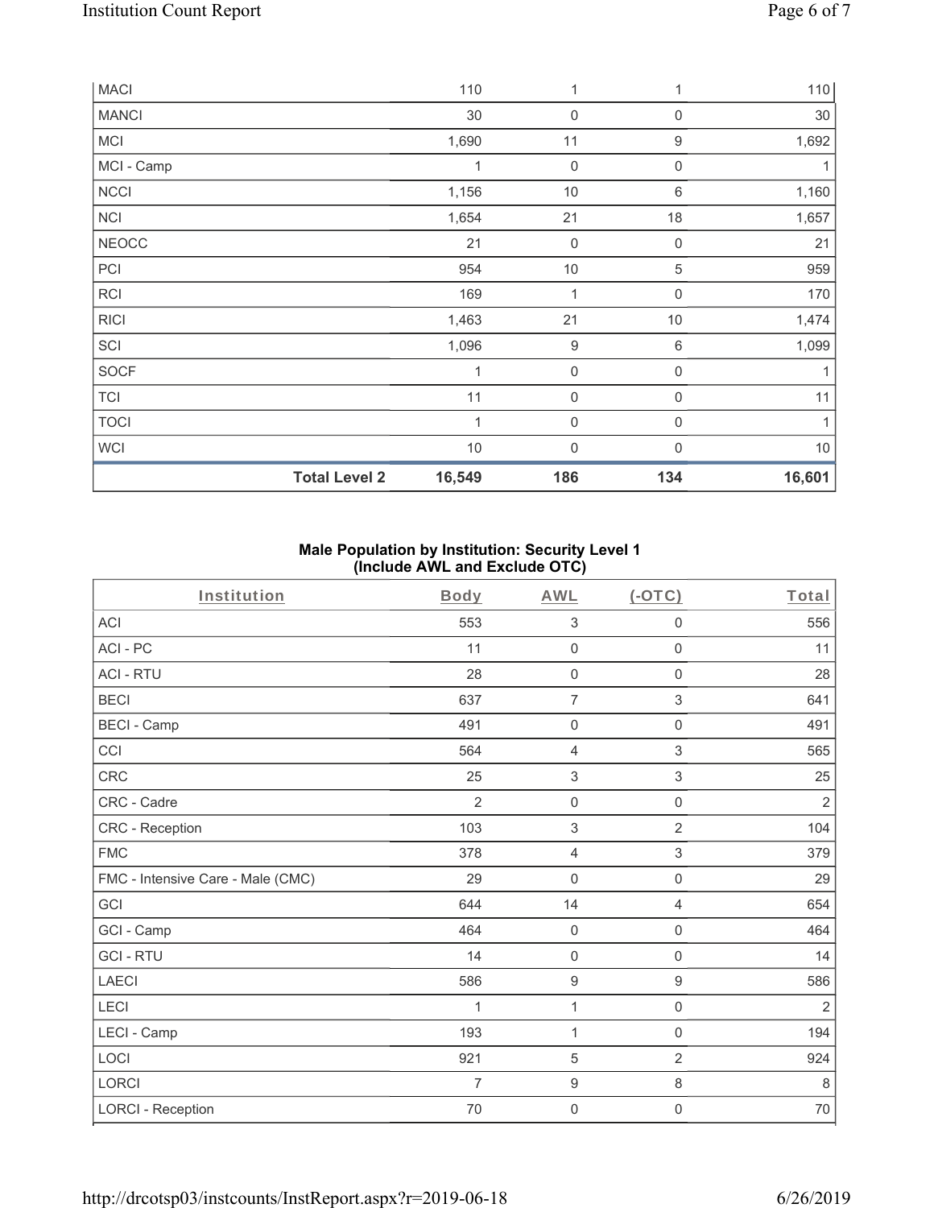| MACI | | 110 | 1 | 1 | 110 |
|---|---|---|---|---|---|
| MANCI | | 30 | 0 | 0 | 30 |
| MCI | | 1,690 | 11 | 9 | 1,692 |
| MCI - Camp | | 1 | 0 | 0 | 1 |
| NCCI | | 1,156 | 10 | 6 | 1,160 |
| NCI | | 1,654 | 21 | 18 | 1,657 |
| NEOCC | | 21 | 0 | 0 | 21 |
| PCI | | 954 | 10 | 5 | 959 |
| RCI | | 169 | 1 | 0 | 170 |
| RICI | | 1,463 | 21 | 10 | 1,474 |
| SCI | | 1,096 | 9 | 6 | 1,099 |
| SOCF | | 1 | 0 | 0 | 1 |
| TCI | | 11 | 0 | 0 | 11 |
| TOCI | | 1 | 0 | 0 | 1 |
| WCI | | 10 | 0 | 0 | 10 |
| | **Total Level 2** | **16,549** | **186** | **134** | **16,601** |

### Male Population by Institution: Security Level 1 (Include AWL and Exclude OTC)

| Institution | Body | AWL | (-OTC) | Total |
|---|---|---|---|---|
| ACI | 553 | 3 | 0 | 556 |
| ACI - PC | 11 | 0 | 0 | 11 |
| ACI - RTU | 28 | 0 | 0 | 28 |
| BECI | 637 | 7 | 3 | 641 |
| BECI - Camp | 491 | 0 | 0 | 491 |
| CCI | 564 | 4 | 3 | 565 |
| CRC | 25 | 3 | 3 | 25 |
| CRC - Cadre | 2 | 0 | 0 | 2 |
| CRC - Reception | 103 | 3 | 2 | 104 |
| FMC | 378 | 4 | 3 | 379 |
| FMC - Intensive Care - Male (CMC) | 29 | 0 | 0 | 29 |
| GCI | 644 | 14 | 4 | 654 |
| GCI - Camp | 464 | 0 | 0 | 464 |
| GCI - RTU | 14 | 0 | 0 | 14 |
| LAECI | 586 | 9 | 9 | 586 |
| LECI | 1 | 1 | 0 | 2 |
| LECI - Camp | 193 | 1 | 0 | 194 |
| LOCI | 921 | 5 | 2 | 924 |
| LORCI | 7 | 9 | 8 | 8 |
| LORCI - Reception | 70 | 0 | 0 | 70 |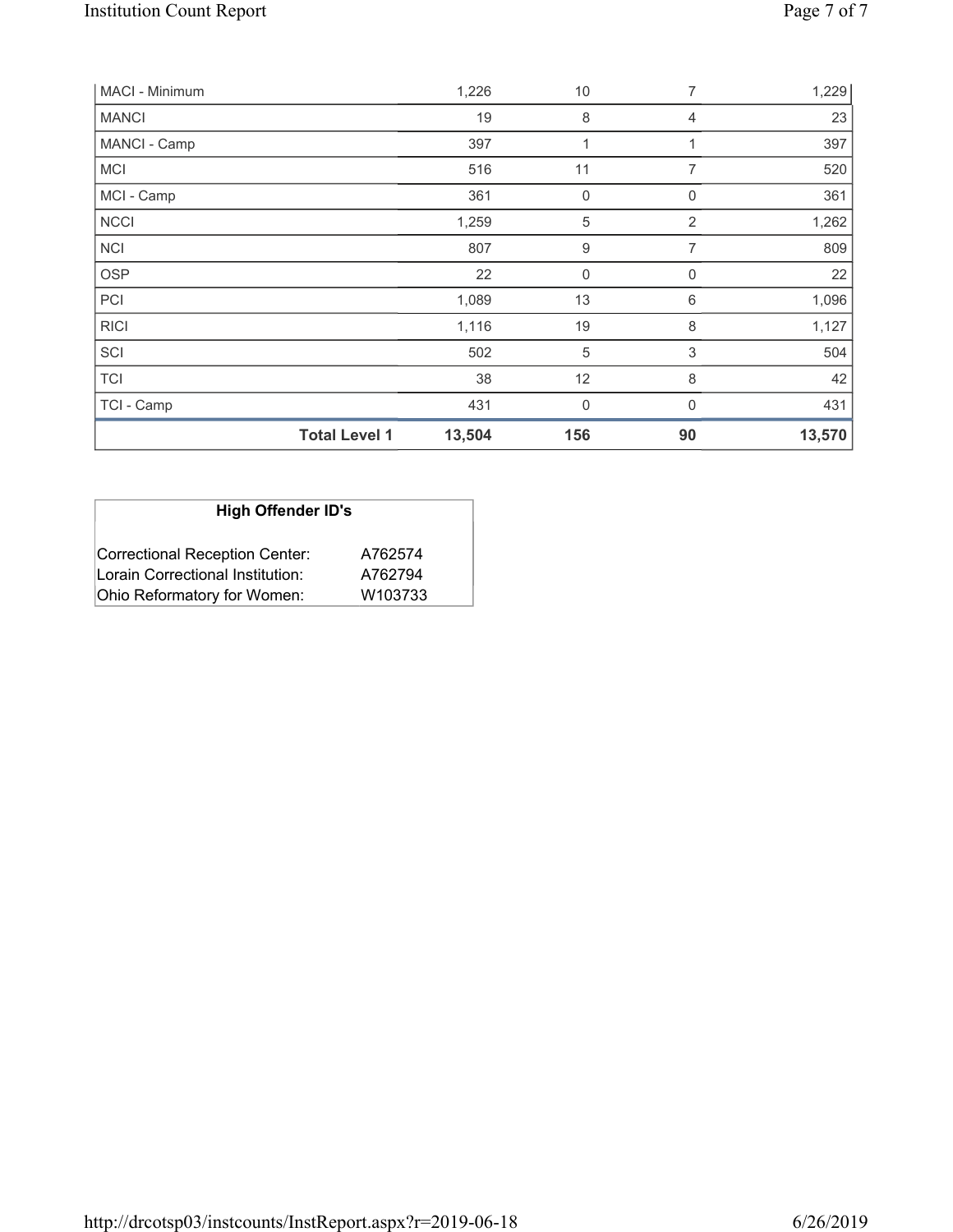| | | | | |
|---|---|---|---|---|
| MACI - Minimum | 1,226 | 10 | 7 | 1,229 |
| MANCI | 19 | 8 | 4 | 23 |
| MANCI - Camp | 397 | 1 | 1 | 397 |
| MCI | 516 | 11 | 7 | 520 |
| MCI - Camp | 361 | 0 | 0 | 361 |
| NCCI | 1,259 | 5 | 2 | 1,262 |
| NCI | 807 | 9 | 7 | 809 |
| OSP | 22 | 0 | 0 | 22 |
| PCI | 1,089 | 13 | 6 | 1,096 |
| RICI | 1,116 | 19 | 8 | 1,127 |
| SCI | 502 | 5 | 3 | 504 |
| TCI | 38 | 12 | 8 | 42 |
| TCI - Camp | 431 | 0 | 0 | 431 |
| **Total Level 1** | **13,504** | **156** | **90** | **13,570** |

| **High Offender ID's** | |
|---|---|
| Correctional Reception Center: | A762574 |
| Lorain Correctional Institution: | A762794 |
| Ohio Reformatory for Women: | W103733 |